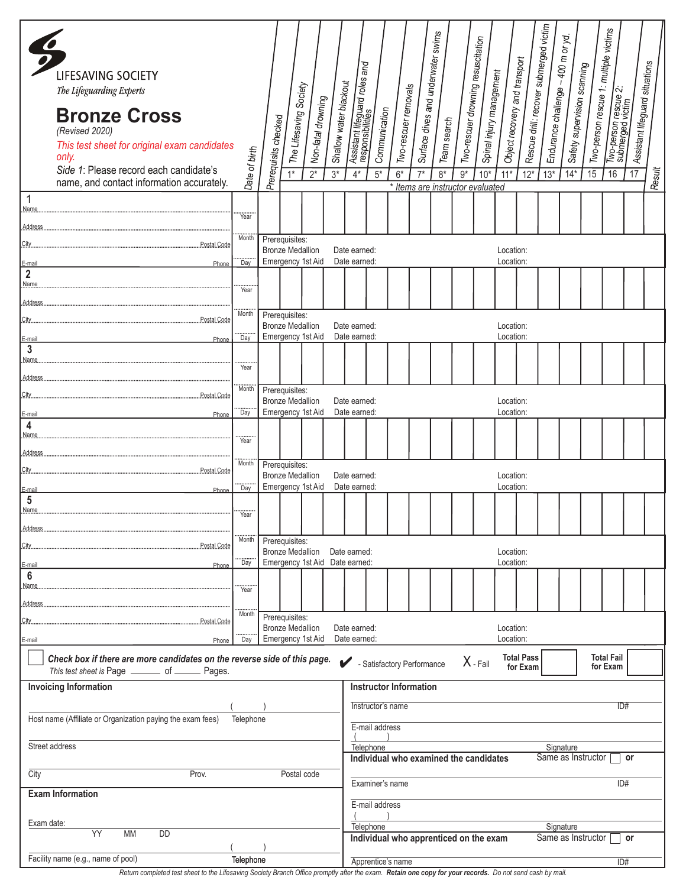LIFESAVING SOCIETY

*The Lifeguarding Experts*

# Bronze Cross

*(Revised 2020)*

*This test sheet for original exam candidates only.*

*Side 1*: Please record each candidate's name, and contact information accurately.

| Candidate | Date of birth | Prerequisits checked | 1* The Lifesaving Society | 2* Non-fatal drowning | 3* Shallow water blackout | 4* Assistant lifeguard roles and responsibilities | 5* Communication | 6* Two-rescuer removals | 7* Surface dives and underwater swims | 8* Team search | 9* Two-rescuer drowning resuscitation | 10* Spinal injury management | 11* Object recovery and transport | 12* Rescue drill: recover submerged victim | 13* Endurance challenge – 400 m or yd. | 14* Safety supervision scanning | 15 Two-person rescue 1: multiple victims | 16 Two-person rescue 2: submerged victim | 17 Assistant lifeguard situations | Result |
|---|---|---|---|---|---|---|---|---|---|---|---|---|---|---|---|---|---|---|---|---|
| 1 Name / Address / City / Postal Code / E-mail / Phone | Year / Month / Day | | | | | | | | | | | | | | | | | | | |
| 2 Name / Address / City / Postal Code / E-mail / Phone | Year / Month / Day | | | | | | | | | | | | | | | | | | | |
| 3 Name / Address / City / Postal Code / E-mail / Phone | Year / Month / Day | | | | | | | | | | | | | | | | | | | |
| 4 Name / Address / City / Postal Code / E-mail / Phone | Year / Month / Day | | | | | | | | | | | | | | | | | | | |
| 5 Name / Address / City / Postal Code / E-mail / Phone | Year / Month / Day | | | | | | | | | | | | | | | | | | | |
| 6 Name / Address / City / Postal Code / E-mail / Phone | Year / Month / Day | | | | | | | | | | | | | | | | | | | |

\* Items are instructor evaluated

For each candidate:

Prerequisites:
Bronze Medallion — Date earned: — Location:
Emergency 1st Aid — Date earned: — Location:

☐ ***Check box if there are more candidates on the reverse side of this page.***
*This test sheet is* Page ______ of ______ Pages.

✔ - Satisfactory Performance  X - Fail  **Total Pass for Exam** ______  **Total Fail for Exam** ______

## Invoicing Information

Host name (Affiliate or Organization paying the exam fees) ______ Telephone ( )

Street address ______

City ______ Prov. ______ Postal code ______

## Exam Information

Exam date: YY MM DD

Facility name (e.g., name of pool) ______ Telephone ( )

## Instructor Information

Instructor's name ______ ID# ______

E-mail address ______

Telephone ( ) ______ Signature ______

**Individual who examined the candidates** Same as Instructor ☐ **or**

Examiner's name ______ ID# ______

E-mail address ______

Telephone ( ) ______ Signature ______

**Individual who apprenticed on the exam** Same as Instructor ☐ **or**

Apprentice's name ______ ID# ______

*Return completed test sheet to the Lifesaving Society Branch Office promptly after the exam.* ***Retain one copy for your records.*** *Do not send cash by mail.*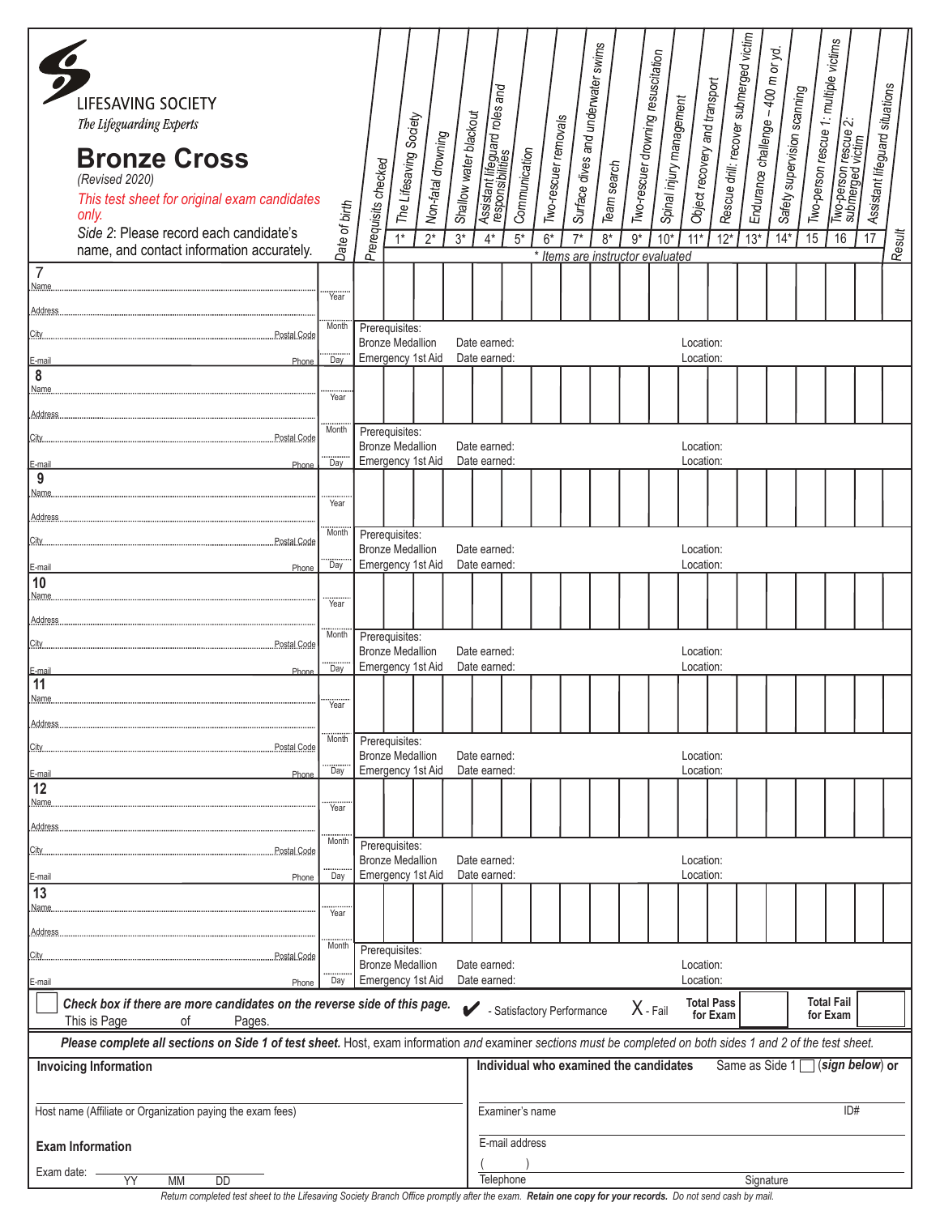LIFESAVING SOCIETY
*The Lifeguarding Experts*

# Bronze Cross

*(Revised 2020)*

*This test sheet for original exam candidates only.*

*Side 2*: Please record each candidate's name, and contact information accurately.

| Candidate | Date of birth | Prerequisits checked | The Lifesaving Society 1* | Non-fatal drowning 2* | Shallow water blackout 3* | Assistant lifeguard roles and responsibilities 4* | Communication 5* | Two-rescuer removals 6* | Surface dives and underwater swims 7* | Team search 8* | Two-rescuer drowning resuscitation 9* | Spinal injury management 10* | Object recovery and transport 11* | Rescue drill: recover submerged victim 12* | Endurance challenge – 400 m or yd. 13* | Safety supervision scanning 14* | Two-person rescue 1: multiple victims 15 | Two-person rescue 2: submerged victim 16 | Assistant lifeguard situations 17 | Result |
|---|---|---|---|---|---|---|---|---|---|---|---|---|---|---|---|---|---|---|---|---|
| 7 Name / Address / City / Postal Code / E-mail / Phone | Year / Month / Day | Prerequisites: Bronze Medallion Date earned: Location: Emergency 1st Aid Date earned: Location: | | | | | | | | | | | | | | | | | | |
| 8 Name / Address / City / Postal Code / E-mail / Phone | Year / Month / Day | Prerequisites: Bronze Medallion Date earned: Location: Emergency 1st Aid Date earned: Location: | | | | | | | | | | | | | | | | | | |
| 9 Name / Address / City / Postal Code / E-mail / Phone | Year / Month / Day | Prerequisites: Bronze Medallion Date earned: Location: Emergency 1st Aid Date earned: Location: | | | | | | | | | | | | | | | | | | |
| 10 Name / Address / City / Postal Code / E-mail / Phone | Year / Month / Day | Prerequisites: Bronze Medallion Date earned: Location: Emergency 1st Aid Date earned: Location: | | | | | | | | | | | | | | | | | | |
| 11 Name / Address / City / Postal Code / E-mail / Phone | Year / Month / Day | Prerequisites: Bronze Medallion Date earned: Location: Emergency 1st Aid Date earned: Location: | | | | | | | | | | | | | | | | | | |
| 12 Name / Address / City / Postal Code / E-mail / Phone | Year / Month / Day | Prerequisites: Bronze Medallion Date earned: Location: Emergency 1st Aid Date earned: Location: | | | | | | | | | | | | | | | | | | |
| 13 Name / Address / City / Postal Code / E-mail / Phone | Year / Month / Day | Prerequisites: Bronze Medallion Date earned: Location: Emergency 1st Aid Date earned: Location: | | | | | | | | | | | | | | | | | | |

\* Items are instructor evaluated

☐ ***Check box if there are more candidates on the reverse side of this page.***
This is Page ____ of ____ Pages.

✔ - Satisfactory Performance  X - Fail  **Total Pass for Exam** ____  **Total Fail for Exam** ____

***Please complete all sections on Side 1 of test sheet.*** *Host, exam information and examiner sections must be completed on both sides 1 and 2 of the test sheet.*

**Invoicing Information**

Host name (Affiliate or Organization paying the exam fees)

**Exam Information**

Exam date: ____ YY MM DD

**Individual who examined the candidates** Same as Side 1 ☐ (***sign below***) **or**

Examiner's name ID#

E-mail address

( )
Telephone Signature

*Return completed test sheet to the Lifesaving Society Branch Office promptly after the exam.* ***Retain one copy for your records.*** *Do not send cash by mail.*